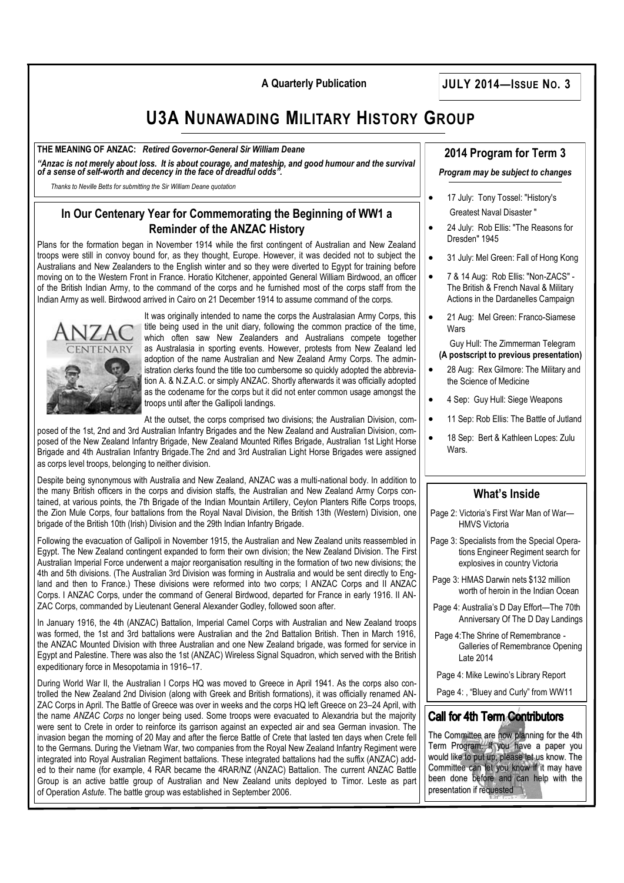A Quarterly Publication

**JULY 2014—ISSUE NO. 3**

# U3A NUNAWADING MILITARY HISTORY GROUP

**THE MEANING OF ANZAC:** ***Retired Governor-General Sir William Deane***

***"Anzac is not merely about loss. It is about courage, and mateship, and good humour and the survival of a sense of self-worth and decency in the face of dreadful odds".***

*Thanks to Neville Betts for submitting the Sir William Deane quotation*

## In Our Centenary Year for Commemorating the Beginning of WW1 a Reminder of the ANZAC History

Plans for the formation began in November 1914 while the first contingent of Australian and New Zealand troops were still in convoy bound for, as they thought, Europe. However, it was decided not to subject the Australians and New Zealanders to the English winter and so they were diverted to Egypt for training before moving on to the Western Front in France. Horatio Kitchener, appointed General William Birdwood, an officer of the British Indian Army, to the command of the corps and he furnished most of the corps staff from the Indian Army as well. Birdwood arrived in Cairo on 21 December 1914 to assume command of the corps.

It was originally intended to name the corps the Australasian Army Corps, this title being used in the unit diary, following the common practice of the time, which often saw New Zealanders and Australians compete together as Australasia in sporting events. However, protests from New Zealand led adoption of the name Australian and New Zealand Army Corps. The administration clerks found the title too cumbersome so quickly adopted the abbreviation A. & N.Z.A.C. or simply ANZAC. Shortly afterwards it was officially adopted as the codename for the corps but it did not enter common usage amongst the troops until after the Gallipoli landings.

At the outset, the corps comprised two divisions; the Australian Division, composed of the 1st, 2nd and 3rd Australian Infantry Brigades and the New Zealand and Australian Division, composed of the New Zealand Infantry Brigade, New Zealand Mounted Rifles Brigade, Australian 1st Light Horse Brigade and 4th Australian Infantry Brigade.The 2nd and 3rd Australian Light Horse Brigades were assigned as corps level troops, belonging to neither division.

Despite being synonymous with Australia and New Zealand, ANZAC was a multi-national body. In addition to the many British officers in the corps and division staffs, the Australian and New Zealand Army Corps contained, at various points, the 7th Brigade of the Indian Mountain Artillery, Ceylon Planters Rifle Corps troops, the Zion Mule Corps, four battalions from the Royal Naval Division, the British 13th (Western) Division, one brigade of the British 10th (Irish) Division and the 29th Indian Infantry Brigade.

Following the evacuation of Gallipoli in November 1915, the Australian and New Zealand units reassembled in Egypt. The New Zealand contingent expanded to form their own division; the New Zealand Division. The First Australian Imperial Force underwent a major reorganisation resulting in the formation of two new divisions; the 4th and 5th divisions. (The Australian 3rd Division was forming in Australia and would be sent directly to England and then to France.) These divisions were reformed into two corps; I ANZAC Corps and II ANZAC Corps. I ANZAC Corps, under the command of General Birdwood, departed for France in early 1916. II ANZAC Corps, commanded by Lieutenant General Alexander Godley, followed soon after.

In January 1916, the 4th (ANZAC) Battalion, Imperial Camel Corps with Australian and New Zealand troops was formed, the 1st and 3rd battalions were Australian and the 2nd Battalion British. Then in March 1916, the ANZAC Mounted Division with three Australian and one New Zealand brigade, was formed for service in Egypt and Palestine. There was also the 1st (ANZAC) Wireless Signal Squadron, which served with the British expeditionary force in Mesopotamia in 1916–17.

During World War II, the Australian I Corps HQ was moved to Greece in April 1941. As the corps also controlled the New Zealand 2nd Division (along with Greek and British formations), it was officially renamed ANZAC Corps in April. The Battle of Greece was over in weeks and the corps HQ left Greece on 23–24 April, with the name *ANZAC Corps* no longer being used. Some troops were evacuated to Alexandria but the majority were sent to Crete in order to reinforce its garrison against an expected air and sea German invasion. The invasion began the morning of 20 May and after the fierce Battle of Crete that lasted ten days when Crete fell to the Germans. During the Vietnam War, two companies from the Royal New Zealand Infantry Regiment were integrated into Royal Australian Regiment battalions. These integrated battalions had the suffix (ANZAC) added to their name (for example, 4 RAR became the 4RAR/NZ (ANZAC) Battalion. The current ANZAC Battle Group is an active battle group of Australian and New Zealand units deployed to Timor. Leste as part of Operation *Astute*. The battle group was established in September 2006.

## 2014 Program for Term 3

***Program may be subject to changes***

- 17 July: Tony Tossel: "History's Greatest Naval Disaster "
- 24 July: Rob Ellis: "The Reasons for Dresden" 1945
- 31 July: Mel Green: Fall of Hong Kong
- 7 & 14 Aug: Rob Ellis: "Non-ZACS" - The British & French Naval & Military Actions in the Dardanelles Campaign
- 21 Aug: Mel Green: Franco-Siamese Wars

  Guy Hull: The Zimmerman Telegram **(A postscript to previous presentation)**
- 28 Aug: Rex Gilmore: The Military and the Science of Medicine
- 4 Sep: Guy Hull: Siege Weapons
- 11 Sep: Rob Ellis: The Battle of Jutland
- 18 Sep: Bert & Kathleen Lopes: Zulu Wars.

## What's Inside

Page 2: Victoria's First War Man of War—HMVS Victoria

Page 3: Specialists from the Special Operations Engineer Regiment search for explosives in country Victoria

Page 3: HMAS Darwin nets $132 million worth of heroin in the Indian Ocean

Page 4: Australia's D Day Effort—The 70th Anniversary Of The D Day Landings

Page 4:The Shrine of Remembrance - Galleries of Remembrance Opening Late 2014

Page 4: Mike Lewino's Library Report

Page 4: , "Bluey and Curly" from WW11

## Call for 4th Term Contributors

The Committee are now planning for the 4th Term Program. If you have a paper you would like to put up, please let us know. The Committee can let you know if it may have been done before and can help with the presentation if requested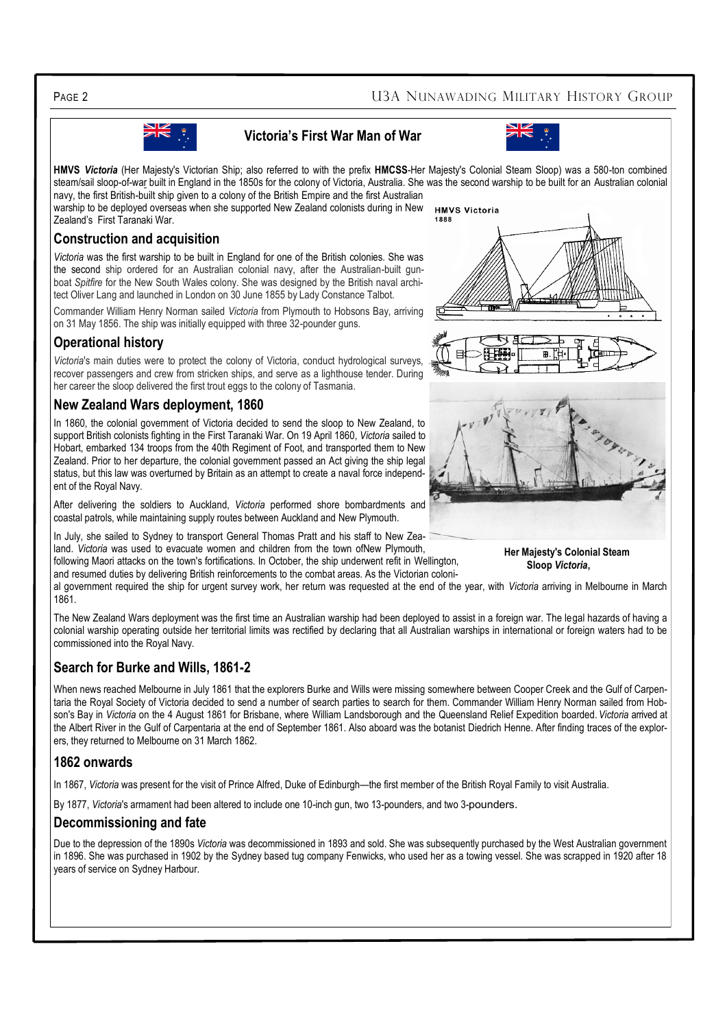## Victoria's First War Man of War

**HMVS *Victoria*** (Her Majesty's Victorian Ship; also referred to with the prefix **HMCSS**-Her Majesty's Colonial Steam Sloop) was a 580-ton combined steam/sail sloop-of-war built in England in the 1850s for the colony of Victoria, Australia. She was the second warship to be built for an Australian colonial navy, the first British-built ship given to a colony of the British Empire and the first Australian warship to be deployed overseas when she supported New Zealand colonists during in New Zealand's First Taranaki War.

### Construction and acquisition

*Victoria* was the first warship to be built in England for one of the British colonies. She was the second ship ordered for an Australian colonial navy, after the Australian-built gunboat *Spitfire* for the New South Wales colony. She was designed by the British naval architect Oliver Lang and launched in London on 30 June 1855 by Lady Constance Talbot.

Commander William Henry Norman sailed *Victoria* from Plymouth to Hobsons Bay, arriving on 31 May 1856. The ship was initially equipped with three 32-pounder guns.

### Operational history

*Victoria*'s main duties were to protect the colony of Victoria, conduct hydrological surveys, recover passengers and crew from stricken ships, and serve as a lighthouse tender. During her career the sloop delivered the first trout eggs to the colony of Tasmania.

### New Zealand Wars deployment, 1860

In 1860, the colonial government of Victoria decided to send the sloop to New Zealand, to support British colonists fighting in the First Taranaki War. On 19 April 1860, *Victoria* sailed to Hobart, embarked 134 troops from the 40th Regiment of Foot, and transported them to New Zealand. Prior to her departure, the colonial government passed an Act giving the ship legal status, but this law was overturned by Britain as an attempt to create a naval force independent of the Royal Navy.

After delivering the soldiers to Auckland, *Victoria* performed shore bombardments and coastal patrols, while maintaining supply routes between Auckland and New Plymouth.

In July, she sailed to Sydney to transport General Thomas Pratt and his staff to New Zealand. *Victoria* was used to evacuate women and children from the town ofNew Plymouth, following Maori attacks on the town's fortifications. In October, the ship underwent refit in Wellington, and resumed duties by delivering British reinforcements to the combat areas. As the Victorian colonial government required the ship for urgent survey work, her return was requested at the end of the year, with *Victoria* arriving in Melbourne in March 1861.

HMVS Victoria 1888

**Her Majesty's Colonial Steam Sloop *Victoria*,**

The New Zealand Wars deployment was the first time an Australian warship had been deployed to assist in a foreign war. The legal hazards of having a colonial warship operating outside her territorial limits was rectified by declaring that all Australian warships in international or foreign waters had to be commissioned into the Royal Navy.

### Search for Burke and Wills, 1861-2

When news reached Melbourne in July 1861 that the explorers Burke and Wills were missing somewhere between Cooper Creek and the Gulf of Carpentaria the Royal Society of Victoria decided to send a number of search parties to search for them. Commander William Henry Norman sailed from Hobson's Bay in *Victoria* on the 4 August 1861 for Brisbane, where William Landsborough and the Queensland Relief Expedition boarded. *Victoria* arrived at the Albert River in the Gulf of Carpentaria at the end of September 1861. Also aboard was the botanist Diedrich Henne. After finding traces of the explorers, they returned to Melbourne on 31 March 1862.

### 1862 onwards

In 1867, *Victoria* was present for the visit of Prince Alfred, Duke of Edinburgh—the first member of the British Royal Family to visit Australia.

By 1877, *Victoria*'s armament had been altered to include one 10-inch gun, two 13-pounders, and two 3-pounders.

### Decommissioning and fate

Due to the depression of the 1890s *Victoria* was decommissioned in 1893 and sold. She was subsequently purchased by the West Australian government in 1896. She was purchased in 1902 by the Sydney based tug company Fenwicks, who used her as a towing vessel. She was scrapped in 1920 after 18 years of service on Sydney Harbour.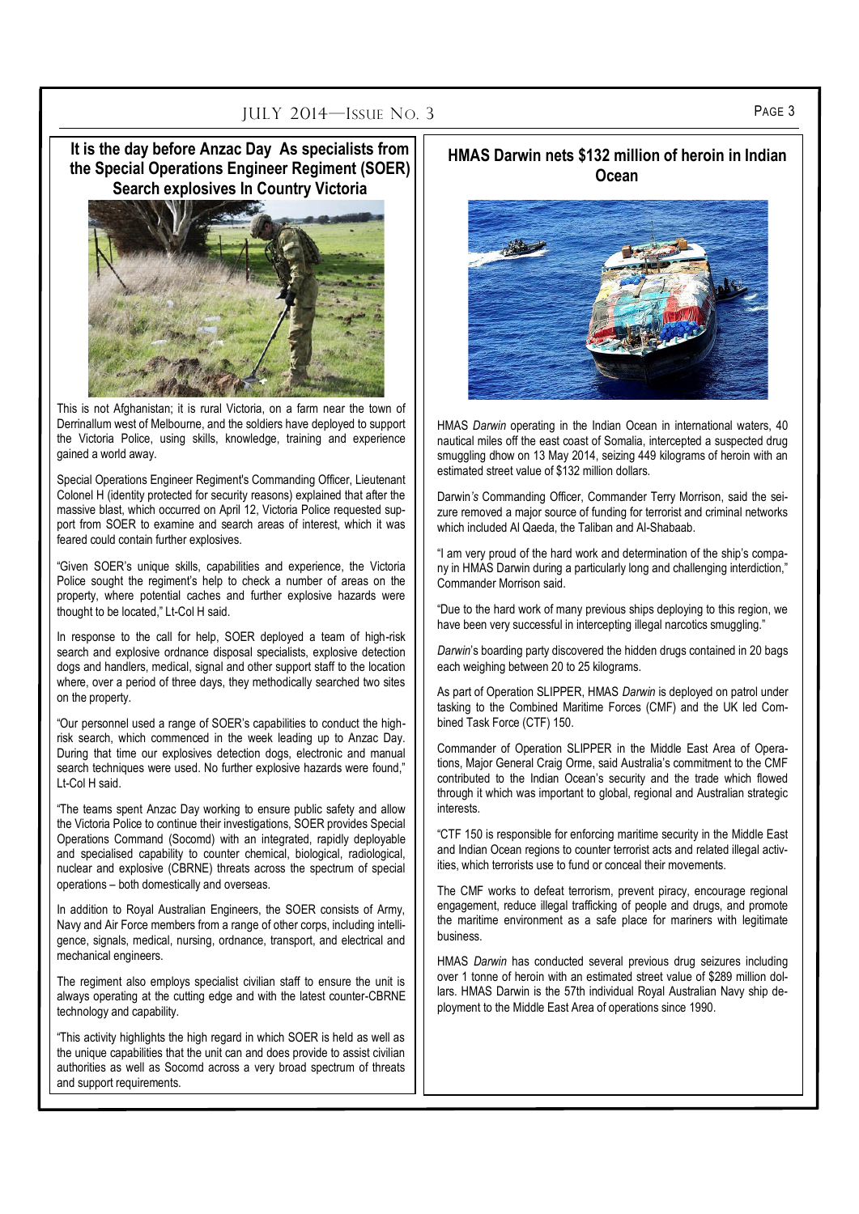## It is the day before Anzac Day As specialists from the Special Operations Engineer Regiment (SOER) Search explosives In Country Victoria

This is not Afghanistan; it is rural Victoria, on a farm near the town of Derrinallum west of Melbourne, and the soldiers have deployed to support the Victoria Police, using skills, knowledge, training and experience gained a world away.

Special Operations Engineer Regiment's Commanding Officer, Lieutenant Colonel H (identity protected for security reasons) explained that after the massive blast, which occurred on April 12, Victoria Police requested support from SOER to examine and search areas of interest, which it was feared could contain further explosives.

"Given SOER's unique skills, capabilities and experience, the Victoria Police sought the regiment's help to check a number of areas on the property, where potential caches and further explosive hazards were thought to be located," Lt-Col H said.

In response to the call for help, SOER deployed a team of high-risk search and explosive ordnance disposal specialists, explosive detection dogs and handlers, medical, signal and other support staff to the location where, over a period of three days, they methodically searched two sites on the property.

"Our personnel used a range of SOER's capabilities to conduct the high-risk search, which commenced in the week leading up to Anzac Day. During that time our explosives detection dogs, electronic and manual search techniques were used. No further explosive hazards were found," Lt-Col H said.

"The teams spent Anzac Day working to ensure public safety and allow the Victoria Police to continue their investigations, SOER provides Special Operations Command (Socomd) with an integrated, rapidly deployable and specialised capability to counter chemical, biological, radiological, nuclear and explosive (CBRNE) threats across the spectrum of special operations – both domestically and overseas.

In addition to Royal Australian Engineers, the SOER consists of Army, Navy and Air Force members from a range of other corps, including intelligence, signals, medical, nursing, ordnance, transport, and electrical and mechanical engineers.

The regiment also employs specialist civilian staff to ensure the unit is always operating at the cutting edge and with the latest counter-CBRNE technology and capability.

"This activity highlights the high regard in which SOER is held as well as the unique capabilities that the unit can and does provide to assist civilian authorities as well as Socomd across a very broad spectrum of threats and support requirements.

## HMAS Darwin nets $132 million of heroin in Indian Ocean

HMAS *Darwin* operating in the Indian Ocean in international waters, 40 nautical miles off the east coast of Somalia, intercepted a suspected drug smuggling dhow on 13 May 2014, seizing 449 kilograms of heroin with an estimated street value of $132 million dollars.

Darwin*'s* Commanding Officer, Commander Terry Morrison, said the seizure removed a major source of funding for terrorist and criminal networks which included Al Qaeda, the Taliban and Al-Shabaab.

"I am very proud of the hard work and determination of the ship's company in HMAS Darwin during a particularly long and challenging interdiction," Commander Morrison said.

"Due to the hard work of many previous ships deploying to this region, we have been very successful in intercepting illegal narcotics smuggling."

*Darwin*'s boarding party discovered the hidden drugs contained in 20 bags each weighing between 20 to 25 kilograms.

As part of Operation SLIPPER, HMAS *Darwin* is deployed on patrol under tasking to the Combined Maritime Forces (CMF) and the UK led Combined Task Force (CTF) 150.

Commander of Operation SLIPPER in the Middle East Area of Operations, Major General Craig Orme, said Australia's commitment to the CMF contributed to the Indian Ocean's security and the trade which flowed through it which was important to global, regional and Australian strategic interests.

"CTF 150 is responsible for enforcing maritime security in the Middle East and Indian Ocean regions to counter terrorist acts and related illegal activities, which terrorists use to fund or conceal their movements.

The CMF works to defeat terrorism, prevent piracy, encourage regional engagement, reduce illegal trafficking of people and drugs, and promote the maritime environment as a safe place for mariners with legitimate business.

HMAS *Darwin* has conducted several previous drug seizures including over 1 tonne of heroin with an estimated street value of $289 million dollars. HMAS Darwin is the 57th individual Royal Australian Navy ship deployment to the Middle East Area of operations since 1990.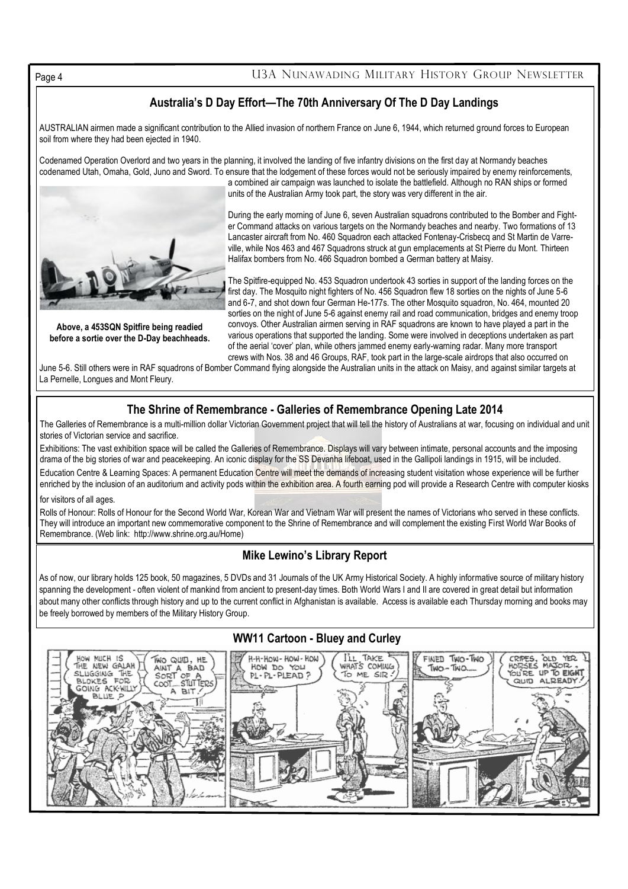## Australia's D Day Effort—The 70th Anniversary Of The D Day Landings

AUSTRALIAN airmen made a significant contribution to the Allied invasion of northern France on June 6, 1944, which returned ground forces to European soil from where they had been ejected in 1940.

Codenamed Operation Overlord and two years in the planning, it involved the landing of five infantry divisions on the first day at Normandy beaches codenamed Utah, Omaha, Gold, Juno and Sword. To ensure that the lodgement of these forces would not be seriously impaired by enemy reinforcements, a combined air campaign was launched to isolate the battlefield. Although no RAN ships or formed units of the Australian Army took part, the story was very different in the air.

**Above, a 453SQN Spitfire being readied before a sortie over the D-Day beachheads.**

During the early morning of June 6, seven Australian squadrons contributed to the Bomber and Fighter Command attacks on various targets on the Normandy beaches and nearby. Two formations of 13 Lancaster aircraft from No. 460 Squadron each attacked Fontenay-Crisbecq and St Martin de Varreville, while Nos 463 and 467 Squadrons struck at gun emplacements at St Pierre du Mont. Thirteen Halifax bombers from No. 466 Squadron bombed a German battery at Maisy.

The Spitfire-equipped No. 453 Squadron undertook 43 sorties in support of the landing forces on the first day. The Mosquito night fighters of No. 456 Squadron flew 18 sorties on the nights of June 5-6 and 6-7, and shot down four German He-177s. The other Mosquito squadron, No. 464, mounted 20 sorties on the night of June 5-6 against enemy rail and road communication, bridges and enemy troop convoys. Other Australian airmen serving in RAF squadrons are known to have played a part in the various operations that supported the landing. Some were involved in deceptions undertaken as part of the aerial 'cover' plan, while others jammed enemy early-warning radar. Many more transport crews with Nos. 38 and 46 Groups, RAF, took part in the large-scale airdrops that also occurred on June 5-6. Still others were in RAF squadrons of Bomber Command flying alongside the Australian units in the attack on Maisy, and against similar targets at La Pernelle, Longues and Mont Fleury.

## The Shrine of Remembrance - Galleries of Remembrance Opening Late 2014

The Galleries of Remembrance is a multi-million dollar Victorian Government project that will tell the history of Australians at war, focusing on individual and unit stories of Victorian service and sacrifice.

Exhibitions: The vast exhibition space will be called the Galleries of Remembrance. Displays will vary between intimate, personal accounts and the imposing drama of the big stories of war and peacekeeping. An iconic display for the SS Devanha lifeboat, used in the Gallipoli landings in 1915, will be included.

Education Centre & Learning Spaces: A permanent Education Centre will meet the demands of increasing student visitation whose experience will be further enriched by the inclusion of an auditorium and activity pods within the exhibition area. A fourth earning pod will provide a Research Centre with computer kiosks for visitors of all ages.

Rolls of Honour: Rolls of Honour for the Second World War, Korean War and Vietnam War will present the names of Victorians who served in these conflicts. They will introduce an important new commemorative component to the Shrine of Remembrance and will complement the existing First World War Books of Remembrance. (Web link: http://www.shrine.org.au/Home)

## Mike Lewino's Library Report

As of now, our library holds 125 book, 50 magazines, 5 DVDs and 31 Journals of the UK Army Historical Society. A highly informative source of military history spanning the development - often violent of mankind from ancient to present-day times. Both World Wars I and II are covered in great detail but information about many other conflicts through history and up to the current conflict in Afghanistan is available. Access is available each Thursday morning and books may be freely borrowed by members of the Military History Group.

## WW11 Cartoon - Bluey and Curley